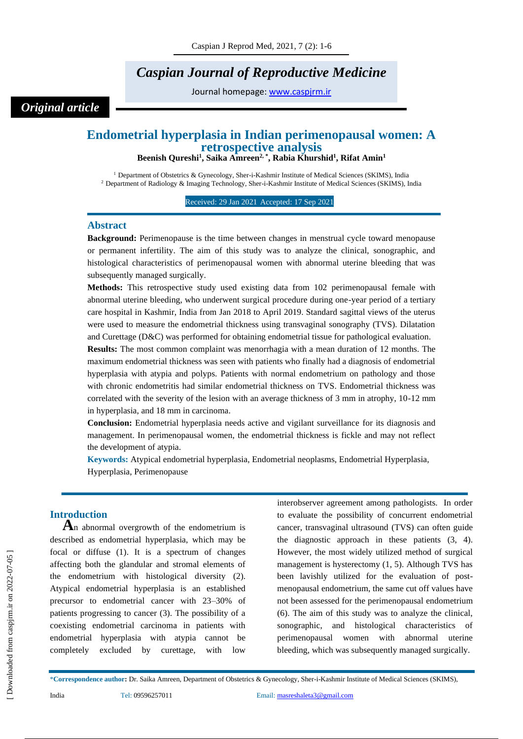*Caspian Journal of Reproductive Medicine*

Journal homepage: www.caspjrm.ir

*Original article*

# Endometrial hyperplasia in Indian perimenopausal women: A retrospective analysis

**Beenish Qureshi[1], Saika Amreen[2,*], Rabia Khurshid[1], Rifat Amin[1]**

[1] Department of Obstetrics & Gynecology, Sher-i-Kashmir Institute of Medical Sciences (SKIMS), India
[2] Department of Radiology & Imaging Technology, Sher-i-Kashmir Institute of Medical Sciences (SKIMS), India

Received: 29 Jan 2021 Accepted: 17 Sep 2021

## Abstract

**Background:** Perimenopause is the time between changes in menstrual cycle toward menopause or permanent infertility. The aim of this study was to analyze the clinical, sonographic, and histological characteristics of perimenopausal women with abnormal uterine bleeding that was subsequently managed surgically.

**Methods:** This retrospective study used existing data from 102 perimenopausal female with abnormal uterine bleeding, who underwent surgical procedure during one-year period of a tertiary care hospital in Kashmir, India from Jan 2018 to April 2019. Standard sagittal views of the uterus were used to measure the endometrial thickness using transvaginal sonography (TVS). Dilatation and Curettage (D&C) was performed for obtaining endometrial tissue for pathological evaluation.

**Results:** The most common complaint was menorrhagia with a mean duration of 12 months. The maximum endometrial thickness was seen with patients who finally had a diagnosis of endometrial hyperplasia with atypia and polyps. Patients with normal endometrium on pathology and those with chronic endometritis had similar endometrial thickness on TVS. Endometrial thickness was correlated with the severity of the lesion with an average thickness of 3 mm in atrophy, 10-12 mm in hyperplasia, and 18 mm in carcinoma.

**Conclusion:** Endometrial hyperplasia needs active and vigilant surveillance for its diagnosis and management. In perimenopausal women, the endometrial thickness is fickle and may not reflect the development of atypia.

**Keywords:** Atypical endometrial hyperplasia, Endometrial neoplasms, Endometrial Hyperplasia, Hyperplasia, Perimenopause

## Introduction

An abnormal overgrowth of the endometrium is described as endometrial hyperplasia, which may be focal or diffuse (1). It is a spectrum of changes affecting both the glandular and stromal elements of the endometrium with histological diversity (2). Atypical endometrial hyperplasia is an established precursor to endometrial cancer with 23–30% of patients progressing to cancer (3). The possibility of a coexisting endometrial carcinoma in patients with endometrial hyperplasia with atypia cannot be completely excluded by curettage, with low interobserver agreement among pathologists. In order to evaluate the possibility of concurrent endometrial cancer, transvaginal ultrasound (TVS) can often guide the diagnostic approach in these patients (3, 4). However, the most widely utilized method of surgical management is hysterectomy (1, 5). Although TVS has been lavishly utilized for the evaluation of post-menopausal endometrium, the same cut off values have not been assessed for the perimenopausal endometrium (6). The aim of this study was to analyze the clinical, sonographic, and histological characteristics of perimenopausal women with abnormal uterine bleeding, which was subsequently managed surgically.

*Correspondence author:** Dr. Saika Amreen, Department of Obstetrics & Gynecology, Sher-i-Kashmir Institute of Medical Sciences (SKIMS), India Tel: 09596257011 Email: masreshaleta3@gmail.com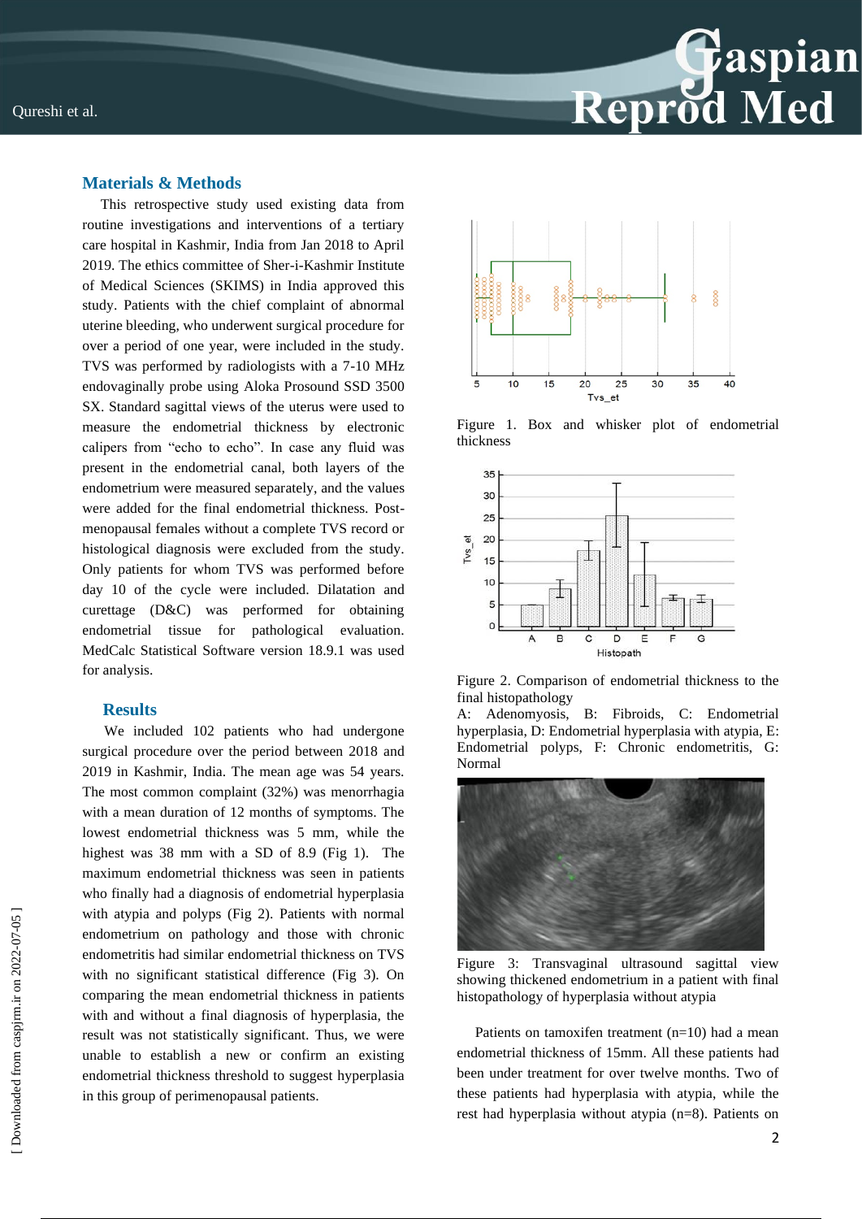## Materials & Methods

This retrospective study used existing data from routine investigations and interventions of a tertiary care hospital in Kashmir, India from Jan 2018 to April 2019. The ethics committee of Sher-i-Kashmir Institute of Medical Sciences (SKIMS) in India approved this study. Patients with the chief complaint of abnormal uterine bleeding, who underwent surgical procedure for over a period of one year, were included in the study. TVS was performed by radiologists with a 7-10 MHz endovaginally probe using Aloka Prosound SSD 3500 SX. Standard sagittal views of the uterus were used to measure the endometrial thickness by electronic calipers from "echo to echo". In case any fluid was present in the endometrial canal, both layers of the endometrium were measured separately, and the values were added for the final endometrial thickness. Post-menopausal females without a complete TVS record or histological diagnosis were excluded from the study. Only patients for whom TVS was performed before day 10 of the cycle were included. Dilatation and curettage (D&C) was performed for obtaining endometrial tissue for pathological evaluation. MedCalc Statistical Software version 18.9.1 was used for analysis.

## Results

We included 102 patients who had undergone surgical procedure over the period between 2018 and 2019 in Kashmir, India. The mean age was 54 years. The most common complaint (32%) was menorrhagia with a mean duration of 12 months of symptoms. The lowest endometrial thickness was 5 mm, while the highest was 38 mm with a SD of 8.9 (Fig 1). The maximum endometrial thickness was seen in patients who finally had a diagnosis of endometrial hyperplasia with atypia and polyps (Fig 2). Patients with normal endometrium on pathology and those with chronic endometritis had similar endometrial thickness on TVS with no significant statistical difference (Fig 3). On comparing the mean endometrial thickness in patients with and without a final diagnosis of hyperplasia, the result was not statistically significant. Thus, we were unable to establish a new or confirm an existing endometrial thickness threshold to suggest hyperplasia in this group of perimenopausal patients.

Figure 1. Box and whisker plot of endometrial thickness

Figure 2. Comparison of endometrial thickness to the final histopathology

A: Adenomyosis, B: Fibroids, C: Endometrial hyperplasia, D: Endometrial hyperplasia with atypia, E: Endometrial polyps, F: Chronic endometritis, G: Normal

Figure 3: Transvaginal ultrasound sagittal view showing thickened endometrium in a patient with final histopathology of hyperplasia without atypia

Patients on tamoxifen treatment (n=10) had a mean endometrial thickness of 15mm. All these patients had been under treatment for over twelve months. Two of these patients had hyperplasia with atypia, while the rest had hyperplasia without atypia (n=8). Patients on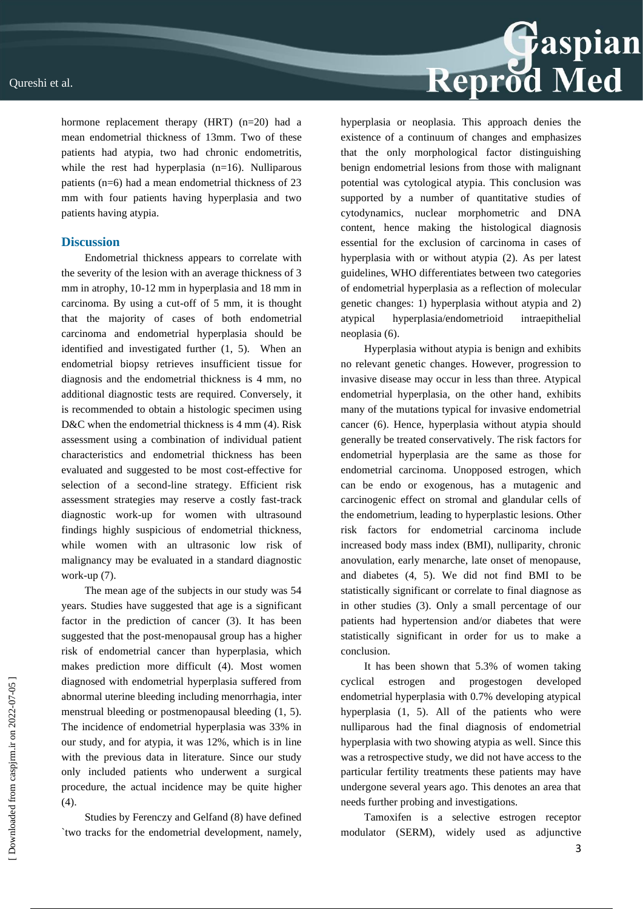hormone replacement therapy (HRT) (n=20) had a mean endometrial thickness of 13mm. Two of these patients had atypia, two had chronic endometritis, while the rest had hyperplasia (n=16). Nulliparous patients (n=6) had a mean endometrial thickness of 23 mm with four patients having hyperplasia and two patients having atypia.

## Discussion

Endometrial thickness appears to correlate with the severity of the lesion with an average thickness of 3 mm in atrophy, 10-12 mm in hyperplasia and 18 mm in carcinoma. By using a cut-off of 5 mm, it is thought that the majority of cases of both endometrial carcinoma and endometrial hyperplasia should be identified and investigated further (1, 5). When an endometrial biopsy retrieves insufficient tissue for diagnosis and the endometrial thickness is 4 mm, no additional diagnostic tests are required. Conversely, it is recommended to obtain a histologic specimen using D&C when the endometrial thickness is 4 mm (4). Risk assessment using a combination of individual patient characteristics and endometrial thickness has been evaluated and suggested to be most cost-effective for selection of a second-line strategy. Efficient risk assessment strategies may reserve a costly fast-track diagnostic work-up for women with ultrasound findings highly suspicious of endometrial thickness, while women with an ultrasonic low risk of malignancy may be evaluated in a standard diagnostic work-up (7).

The mean age of the subjects in our study was 54 years. Studies have suggested that age is a significant factor in the prediction of cancer (3). It has been suggested that the post-menopausal group has a higher risk of endometrial cancer than hyperplasia, which makes prediction more difficult (4). Most women diagnosed with endometrial hyperplasia suffered from abnormal uterine bleeding including menorrhagia, inter menstrual bleeding or postmenopausal bleeding (1, 5). The incidence of endometrial hyperplasia was 33% in our study, and for atypia, it was 12%, which is in line with the previous data in literature. Since our study only included patients who underwent a surgical procedure, the actual incidence may be quite higher (4).

Studies by Ferenczy and Gelfand (8) have defined `two tracks for the endometrial development, namely, hyperplasia or neoplasia. This approach denies the existence of a continuum of changes and emphasizes that the only morphological factor distinguishing benign endometrial lesions from those with malignant potential was cytological atypia. This conclusion was supported by a number of quantitative studies of cytodynamics, nuclear morphometric and DNA content, hence making the histological diagnosis essential for the exclusion of carcinoma in cases of hyperplasia with or without atypia (2). As per latest guidelines, WHO differentiates between two categories of endometrial hyperplasia as a reflection of molecular genetic changes: 1) hyperplasia without atypia and 2) atypical hyperplasia/endometrioid intraepithelial neoplasia (6).

Hyperplasia without atypia is benign and exhibits no relevant genetic changes. However, progression to invasive disease may occur in less than three. Atypical endometrial hyperplasia, on the other hand, exhibits many of the mutations typical for invasive endometrial cancer (6). Hence, hyperplasia without atypia should generally be treated conservatively. The risk factors for endometrial hyperplasia are the same as those for endometrial carcinoma. Unopposed estrogen, which can be endo or exogenous, has a mutagenic and carcinogenic effect on stromal and glandular cells of the endometrium, leading to hyperplastic lesions. Other risk factors for endometrial carcinoma include increased body mass index (BMI), nulliparity, chronic anovulation, early menarche, late onset of menopause, and diabetes (4, 5). We did not find BMI to be statistically significant or correlate to final diagnose as in other studies (3). Only a small percentage of our patients had hypertension and/or diabetes that were statistically significant in order for us to make a conclusion.

It has been shown that 5.3% of women taking cyclical estrogen and progestogen developed endometrial hyperplasia with 0.7% developing atypical hyperplasia (1, 5). All of the patients who were nulliparous had the final diagnosis of endometrial hyperplasia with two showing atypia as well. Since this was a retrospective study, we did not have access to the particular fertility treatments these patients may have undergone several years ago. This denotes an area that needs further probing and investigations.

Tamoxifen is a selective estrogen receptor modulator (SERM), widely used as adjunctive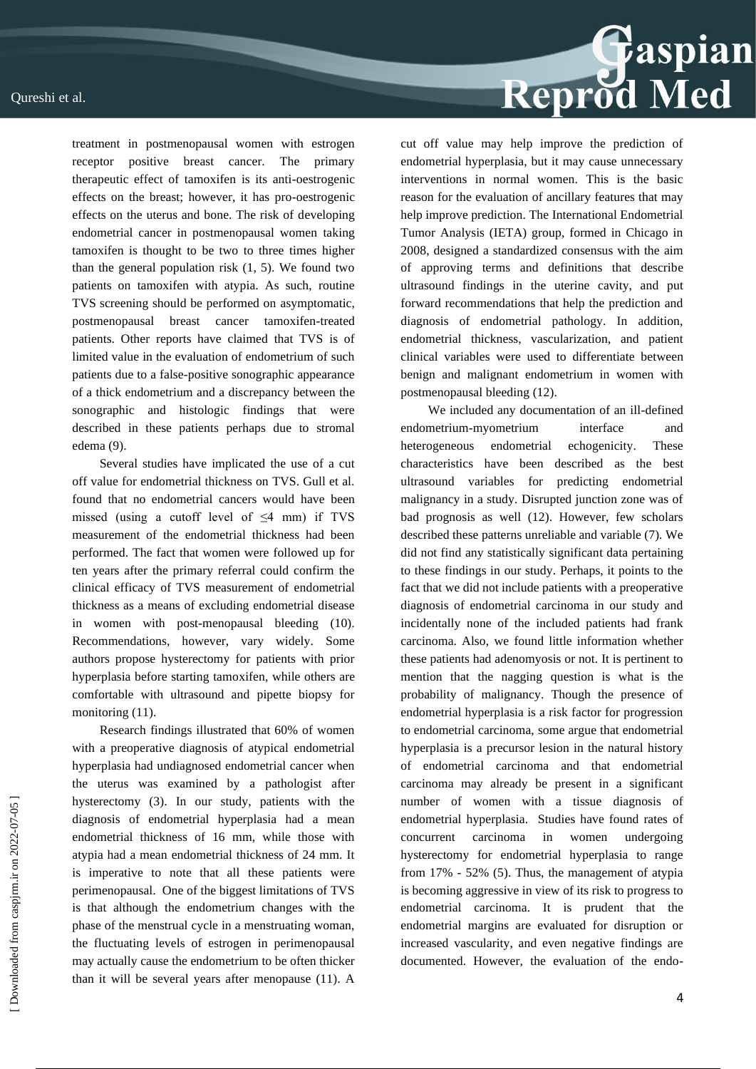treatment in postmenopausal women with estrogen receptor positive breast cancer. The primary therapeutic effect of tamoxifen is its anti-oestrogenic effects on the breast; however, it has pro-oestrogenic effects on the uterus and bone. The risk of developing endometrial cancer in postmenopausal women taking tamoxifen is thought to be two to three times higher than the general population risk (1, 5). We found two patients on tamoxifen with atypia. As such, routine TVS screening should be performed on asymptomatic, postmenopausal breast cancer tamoxifen-treated patients. Other reports have claimed that TVS is of limited value in the evaluation of endometrium of such patients due to a false-positive sonographic appearance of a thick endometrium and a discrepancy between the sonographic and histologic findings that were described in these patients perhaps due to stromal edema (9).

Several studies have implicated the use of a cut off value for endometrial thickness on TVS. Gull et al. found that no endometrial cancers would have been missed (using a cutoff level of ≤4 mm) if TVS measurement of the endometrial thickness had been performed. The fact that women were followed up for ten years after the primary referral could confirm the clinical efficacy of TVS measurement of endometrial thickness as a means of excluding endometrial disease in women with post-menopausal bleeding (10). Recommendations, however, vary widely. Some authors propose hysterectomy for patients with prior hyperplasia before starting tamoxifen, while others are comfortable with ultrasound and pipette biopsy for monitoring (11).

Research findings illustrated that 60% of women with a preoperative diagnosis of atypical endometrial hyperplasia had undiagnosed endometrial cancer when the uterus was examined by a pathologist after hysterectomy (3). In our study, patients with the diagnosis of endometrial hyperplasia had a mean endometrial thickness of 16 mm, while those with atypia had a mean endometrial thickness of 24 mm. It is imperative to note that all these patients were perimenopausal. One of the biggest limitations of TVS is that although the endometrium changes with the phase of the menstrual cycle in a menstruating woman, the fluctuating levels of estrogen in perimenopausal may actually cause the endometrium to be often thicker than it will be several years after menopause (11). A cut off value may help improve the prediction of endometrial hyperplasia, but it may cause unnecessary interventions in normal women. This is the basic reason for the evaluation of ancillary features that may help improve prediction. The International Endometrial Tumor Analysis (IETA) group, formed in Chicago in 2008, designed a standardized consensus with the aim of approving terms and definitions that describe ultrasound findings in the uterine cavity, and put forward recommendations that help the prediction and diagnosis of endometrial pathology. In addition, endometrial thickness, vascularization, and patient clinical variables were used to differentiate between benign and malignant endometrium in women with postmenopausal bleeding (12).

We included any documentation of an ill-defined endometrium-myometrium interface and heterogeneous endometrial echogenicity. These characteristics have been described as the best ultrasound variables for predicting endometrial malignancy in a study. Disrupted junction zone was of bad prognosis as well (12). However, few scholars described these patterns unreliable and variable (7). We did not find any statistically significant data pertaining to these findings in our study. Perhaps, it points to the fact that we did not include patients with a preoperative diagnosis of endometrial carcinoma in our study and incidentally none of the included patients had frank carcinoma. Also, we found little information whether these patients had adenomyosis or not. It is pertinent to mention that the nagging question is what is the probability of malignancy. Though the presence of endometrial hyperplasia is a risk factor for progression to endometrial carcinoma, some argue that endometrial hyperplasia is a precursor lesion in the natural history of endometrial carcinoma and that endometrial carcinoma may already be present in a significant number of women with a tissue diagnosis of endometrial hyperplasia. Studies have found rates of concurrent carcinoma in women undergoing hysterectomy for endometrial hyperplasia to range from 17% - 52% (5). Thus, the management of atypia is becoming aggressive in view of its risk to progress to endometrial carcinoma. It is prudent that the endometrial margins are evaluated for disruption or increased vascularity, and even negative findings are documented. However, the evaluation of the endo-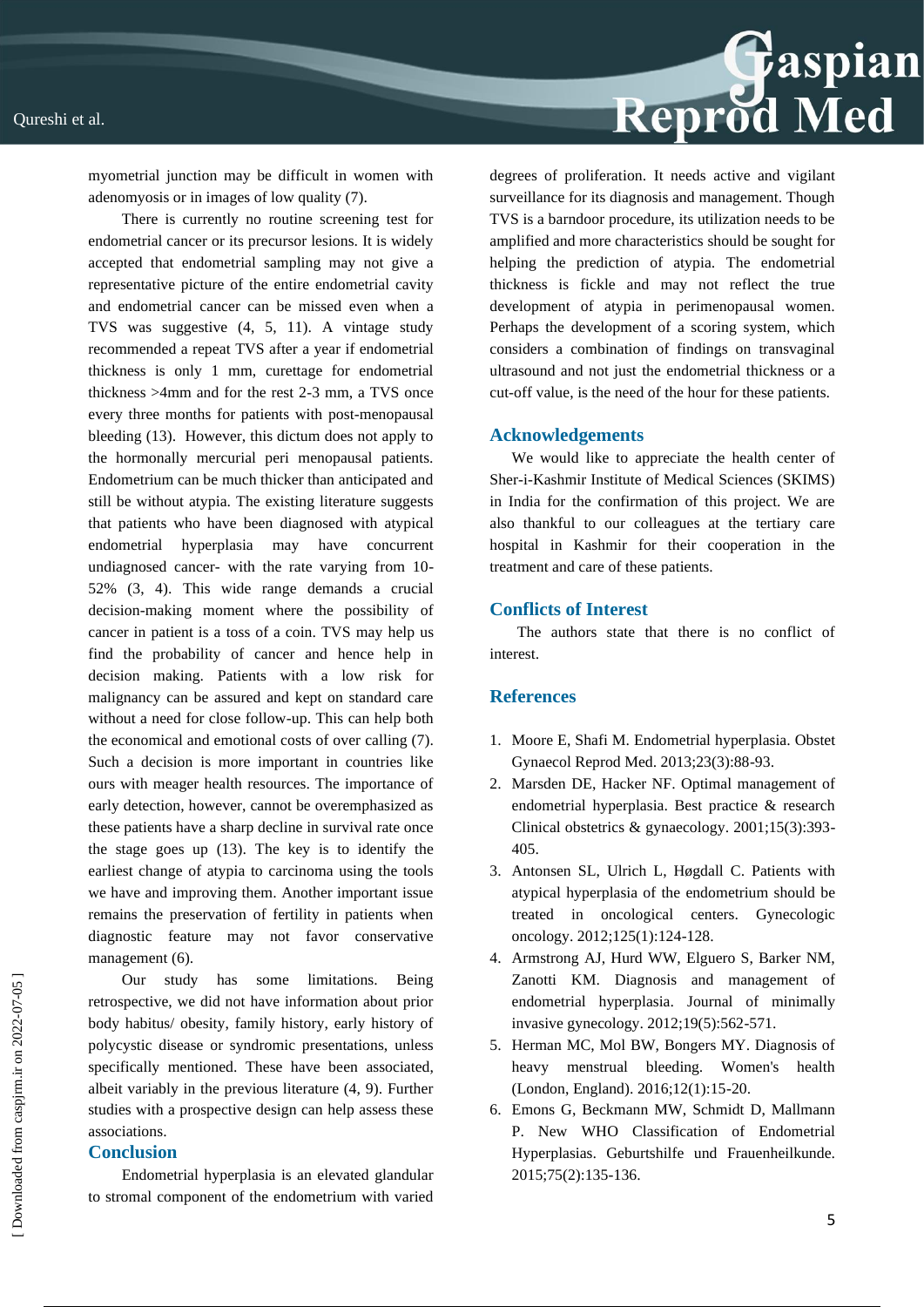myometrial junction may be difficult in women with adenomyosis or in images of low quality (7).

There is currently no routine screening test for endometrial cancer or its precursor lesions. It is widely accepted that endometrial sampling may not give a representative picture of the entire endometrial cavity and endometrial cancer can be missed even when a TVS was suggestive (4, 5, 11). A vintage study recommended a repeat TVS after a year if endometrial thickness is only 1 mm, curettage for endometrial thickness >4mm and for the rest 2-3 mm, a TVS once every three months for patients with post-menopausal bleeding (13). However, this dictum does not apply to the hormonally mercurial peri menopausal patients. Endometrium can be much thicker than anticipated and still be without atypia. The existing literature suggests that patients who have been diagnosed with atypical endometrial hyperplasia may have concurrent undiagnosed cancer- with the rate varying from 10-52% (3, 4). This wide range demands a crucial decision-making moment where the possibility of cancer in patient is a toss of a coin. TVS may help us find the probability of cancer and hence help in decision making. Patients with a low risk for malignancy can be assured and kept on standard care without a need for close follow-up. This can help both the economical and emotional costs of over calling (7). Such a decision is more important in countries like ours with meager health resources. The importance of early detection, however, cannot be overemphasized as these patients have a sharp decline in survival rate once the stage goes up (13). The key is to identify the earliest change of atypia to carcinoma using the tools we have and improving them. Another important issue remains the preservation of fertility in patients when diagnostic feature may not favor conservative management (6).

Our study has some limitations. Being retrospective, we did not have information about prior body habitus/ obesity, family history, early history of polycystic disease or syndromic presentations, unless specifically mentioned. These have been associated, albeit variably in the previous literature (4, 9). Further studies with a prospective design can help assess these associations.

## Conclusion

Endometrial hyperplasia is an elevated glandular to stromal component of the endometrium with varied degrees of proliferation. It needs active and vigilant surveillance for its diagnosis and management. Though TVS is a barndoor procedure, its utilization needs to be amplified and more characteristics should be sought for helping the prediction of atypia. The endometrial thickness is fickle and may not reflect the true development of atypia in perimenopausal women. Perhaps the development of a scoring system, which considers a combination of findings on transvaginal ultrasound and not just the endometrial thickness or a cut-off value, is the need of the hour for these patients.

## Acknowledgements

We would like to appreciate the health center of Sher-i-Kashmir Institute of Medical Sciences (SKIMS) in India for the confirmation of this project. We are also thankful to our colleagues at the tertiary care hospital in Kashmir for their cooperation in the treatment and care of these patients.

## Conflicts of Interest

The authors state that there is no conflict of interest.

## References

1. Moore E, Shafi M. Endometrial hyperplasia. Obstet Gynaecol Reprod Med. 2013;23(3):88-93.
2. Marsden DE, Hacker NF. Optimal management of endometrial hyperplasia. Best practice & research Clinical obstetrics & gynaecology. 2001;15(3):393-405.
3. Antonsen SL, Ulrich L, Høgdall C. Patients with atypical hyperplasia of the endometrium should be treated in oncological centers. Gynecologic oncology. 2012;125(1):124-128.
4. Armstrong AJ, Hurd WW, Elguero S, Barker NM, Zanotti KM. Diagnosis and management of endometrial hyperplasia. Journal of minimally invasive gynecology. 2012;19(5):562-571.
5. Herman MC, Mol BW, Bongers MY. Diagnosis of heavy menstrual bleeding. Women's health (London, England). 2016;12(1):15-20.
6. Emons G, Beckmann MW, Schmidt D, Mallmann P. New WHO Classification of Endometrial Hyperplasias. Geburtshilfe und Frauenheilkunde. 2015;75(2):135-136.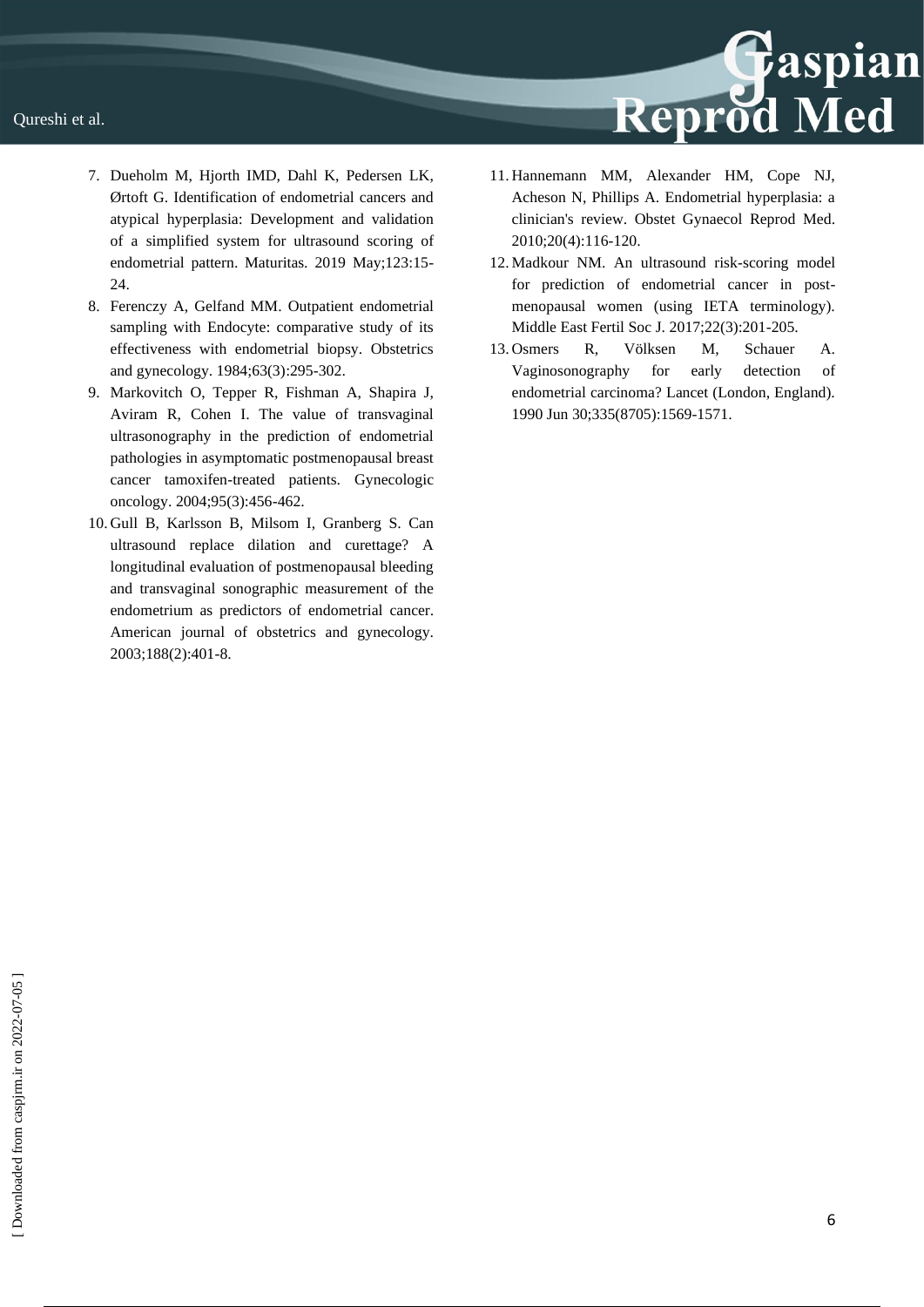7. Dueholm M, Hjorth IMD, Dahl K, Pedersen LK, Ørtoft G. Identification of endometrial cancers and atypical hyperplasia: Development and validation of a simplified system for ultrasound scoring of endometrial pattern. Maturitas. 2019 May;123:15-24.
8. Ferenczy A, Gelfand MM. Outpatient endometrial sampling with Endocyte: comparative study of its effectiveness with endometrial biopsy. Obstetrics and gynecology. 1984;63(3):295-302.
9. Markovitch O, Tepper R, Fishman A, Shapira J, Aviram R, Cohen I. The value of transvaginal ultrasonography in the prediction of endometrial pathologies in asymptomatic postmenopausal breast cancer tamoxifen-treated patients. Gynecologic oncology. 2004;95(3):456-462.
10. Gull B, Karlsson B, Milsom I, Granberg S. Can ultrasound replace dilation and curettage? A longitudinal evaluation of postmenopausal bleeding and transvaginal sonographic measurement of the endometrium as predictors of endometrial cancer. American journal of obstetrics and gynecology. 2003;188(2):401-8.
11. Hannemann MM, Alexander HM, Cope NJ, Acheson N, Phillips A. Endometrial hyperplasia: a clinician's review. Obstet Gynaecol Reprod Med. 2010;20(4):116-120.
12. Madkour NM. An ultrasound risk-scoring model for prediction of endometrial cancer in post-menopausal women (using IETA terminology). Middle East Fertil Soc J. 2017;22(3):201-205.
13. Osmers R, Völksen M, Schauer A. Vaginosonography for early detection of endometrial carcinoma? Lancet (London, England). 1990 Jun 30;335(8705):1569-1571.